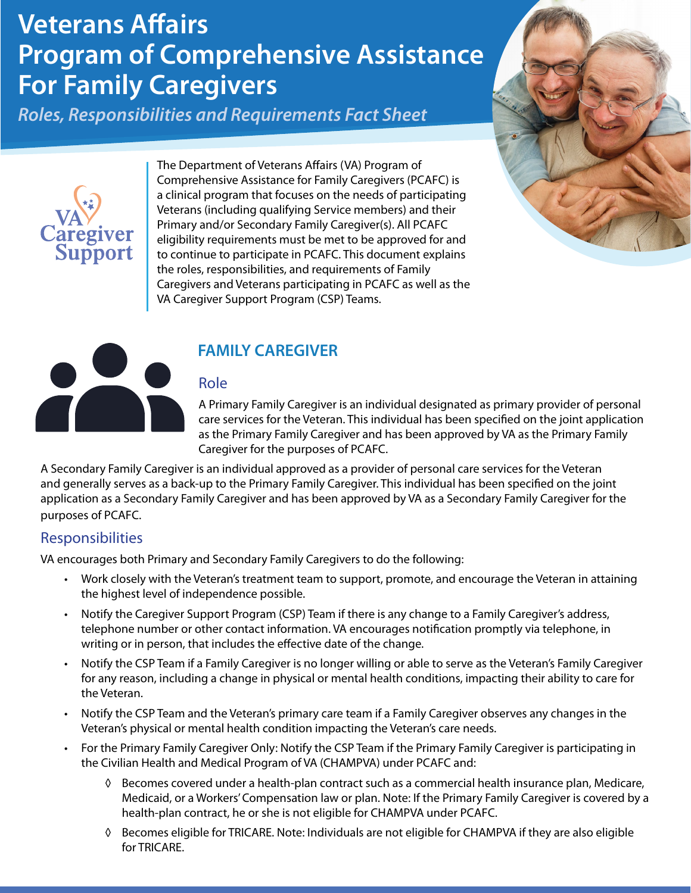# Veterans Affairs Program of Comprehensive Assistance For Family Caregivers

*Roles, Responsibilities and Requirements Fact Sheet*

VA Caregiver Support

The Department of Veterans Affairs (VA) Program of Comprehensive Assistance for Family Caregivers (PCAFC) is a clinical program that focuses on the needs of participating Veterans (including qualifying Service members) and their Primary and/or Secondary Family Caregiver(s). All PCAFC eligibility requirements must be met to be approved for and to continue to participate in PCAFC. This document explains the roles, responsibilities, and requirements of Family Caregivers and Veterans participating in PCAFC as well as the VA Caregiver Support Program (CSP) Teams.

## FAMILY CAREGIVER

### Role

A Primary Family Caregiver is an individual designated as primary provider of personal care services for the Veteran. This individual has been specified on the joint application as the Primary Family Caregiver and has been approved by VA as the Primary Family Caregiver for the purposes of PCAFC.

A Secondary Family Caregiver is an individual approved as a provider of personal care services for the Veteran and generally serves as a back-up to the Primary Family Caregiver. This individual has been specified on the joint application as a Secondary Family Caregiver and has been approved by VA as a Secondary Family Caregiver for the purposes of PCAFC.

### Responsibilities

VA encourages both Primary and Secondary Family Caregivers to do the following:

- Work closely with the Veteran's treatment team to support, promote, and encourage the Veteran in attaining the highest level of independence possible.
- Notify the Caregiver Support Program (CSP) Team if there is any change to a Family Caregiver's address, telephone number or other contact information. VA encourages notification promptly via telephone, in writing or in person, that includes the effective date of the change.
- Notify the CSP Team if a Family Caregiver is no longer willing or able to serve as the Veteran's Family Caregiver for any reason, including a change in physical or mental health conditions, impacting their ability to care for the Veteran.
- Notify the CSP Team and the Veteran's primary care team if a Family Caregiver observes any changes in the Veteran's physical or mental health condition impacting the Veteran's care needs.
- For the Primary Family Caregiver Only: Notify the CSP Team if the Primary Family Caregiver is participating in the Civilian Health and Medical Program of VA (CHAMPVA) under PCAFC and:
    - ◊ Becomes covered under a health-plan contract such as a commercial health insurance plan, Medicare, Medicaid, or a Workers' Compensation law or plan. Note: If the Primary Family Caregiver is covered by a health-plan contract, he or she is not eligible for CHAMPVA under PCAFC.
    - ◊ Becomes eligible for TRICARE. Note: Individuals are not eligible for CHAMPVA if they are also eligible for TRICARE.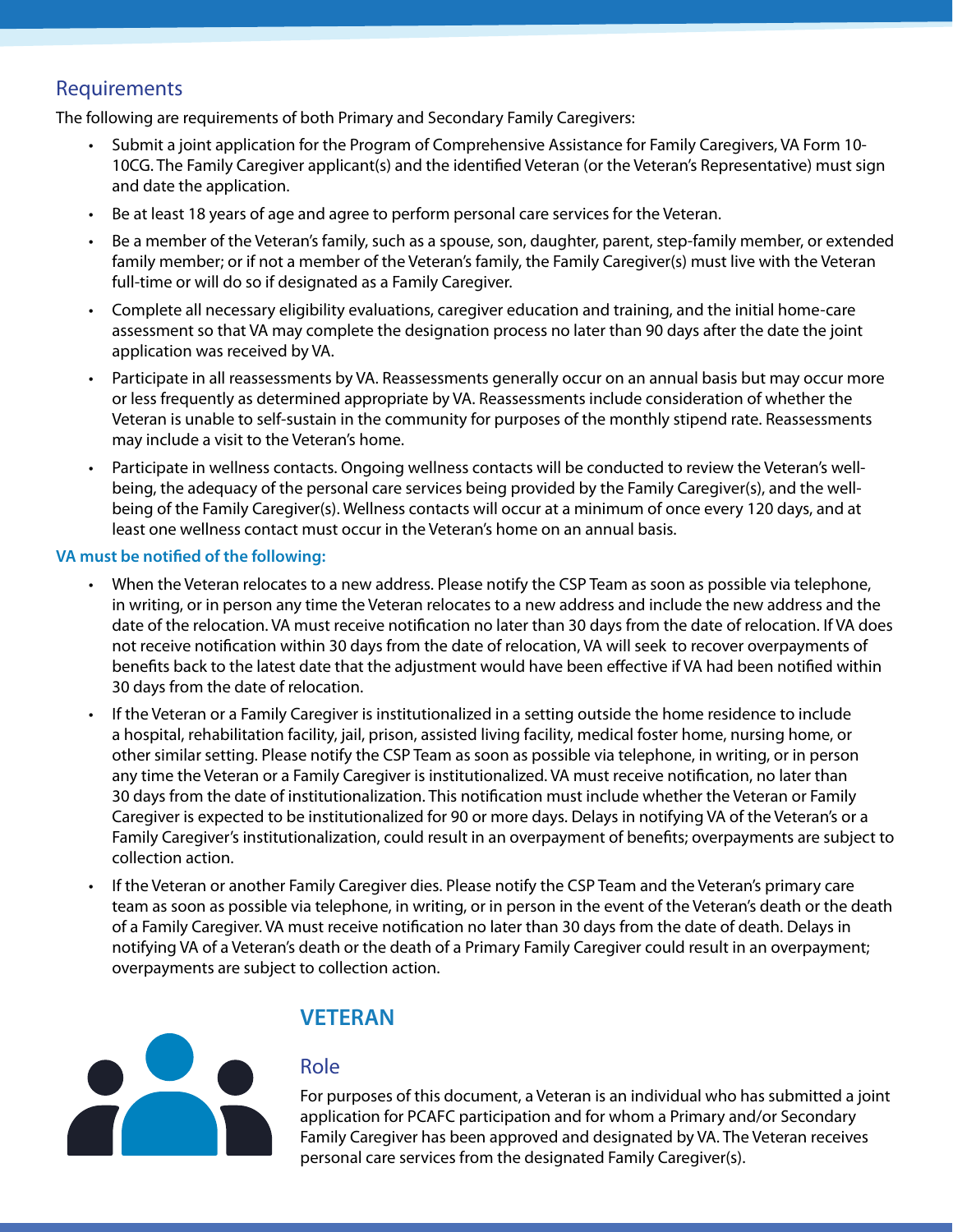## Requirements

The following are requirements of both Primary and Secondary Family Caregivers:

- Submit a joint application for the Program of Comprehensive Assistance for Family Caregivers, VA Form 10-10CG. The Family Caregiver applicant(s) and the identified Veteran (or the Veteran's Representative) must sign and date the application.
- Be at least 18 years of age and agree to perform personal care services for the Veteran.
- Be a member of the Veteran's family, such as a spouse, son, daughter, parent, step-family member, or extended family member; or if not a member of the Veteran's family, the Family Caregiver(s) must live with the Veteran full-time or will do so if designated as a Family Caregiver.
- Complete all necessary eligibility evaluations, caregiver education and training, and the initial home-care assessment so that VA may complete the designation process no later than 90 days after the date the joint application was received by VA.
- Participate in all reassessments by VA. Reassessments generally occur on an annual basis but may occur more or less frequently as determined appropriate by VA. Reassessments include consideration of whether the Veteran is unable to self-sustain in the community for purposes of the monthly stipend rate. Reassessments may include a visit to the Veteran's home.
- Participate in wellness contacts. Ongoing wellness contacts will be conducted to review the Veteran's well-being, the adequacy of the personal care services being provided by the Family Caregiver(s), and the well-being of the Family Caregiver(s). Wellness contacts will occur at a minimum of once every 120 days, and at least one wellness contact must occur in the Veteran's home on an annual basis.

**VA must be notified of the following:**

- When the Veteran relocates to a new address. Please notify the CSP Team as soon as possible via telephone, in writing, or in person any time the Veteran relocates to a new address and include the new address and the date of the relocation. VA must receive notification no later than 30 days from the date of relocation. If VA does not receive notification within 30 days from the date of relocation, VA will seek to recover overpayments of benefits back to the latest date that the adjustment would have been effective if VA had been notified within 30 days from the date of relocation.
- If the Veteran or a Family Caregiver is institutionalized in a setting outside the home residence to include a hospital, rehabilitation facility, jail, prison, assisted living facility, medical foster home, nursing home, or other similar setting. Please notify the CSP Team as soon as possible via telephone, in writing, or in person any time the Veteran or a Family Caregiver is institutionalized. VA must receive notification, no later than 30 days from the date of institutionalization. This notification must include whether the Veteran or Family Caregiver is expected to be institutionalized for 90 or more days. Delays in notifying VA of the Veteran's or a Family Caregiver's institutionalization, could result in an overpayment of benefits; overpayments are subject to collection action.
- If the Veteran or another Family Caregiver dies. Please notify the CSP Team and the Veteran's primary care team as soon as possible via telephone, in writing, or in person in the event of the Veteran's death or the death of a Family Caregiver. VA must receive notification no later than 30 days from the date of death. Delays in notifying VA of a Veteran's death or the death of a Primary Family Caregiver could result in an overpayment; overpayments are subject to collection action.

# VETERAN

## Role

For purposes of this document, a Veteran is an individual who has submitted a joint application for PCAFC participation and for whom a Primary and/or Secondary Family Caregiver has been approved and designated by VA. The Veteran receives personal care services from the designated Family Caregiver(s).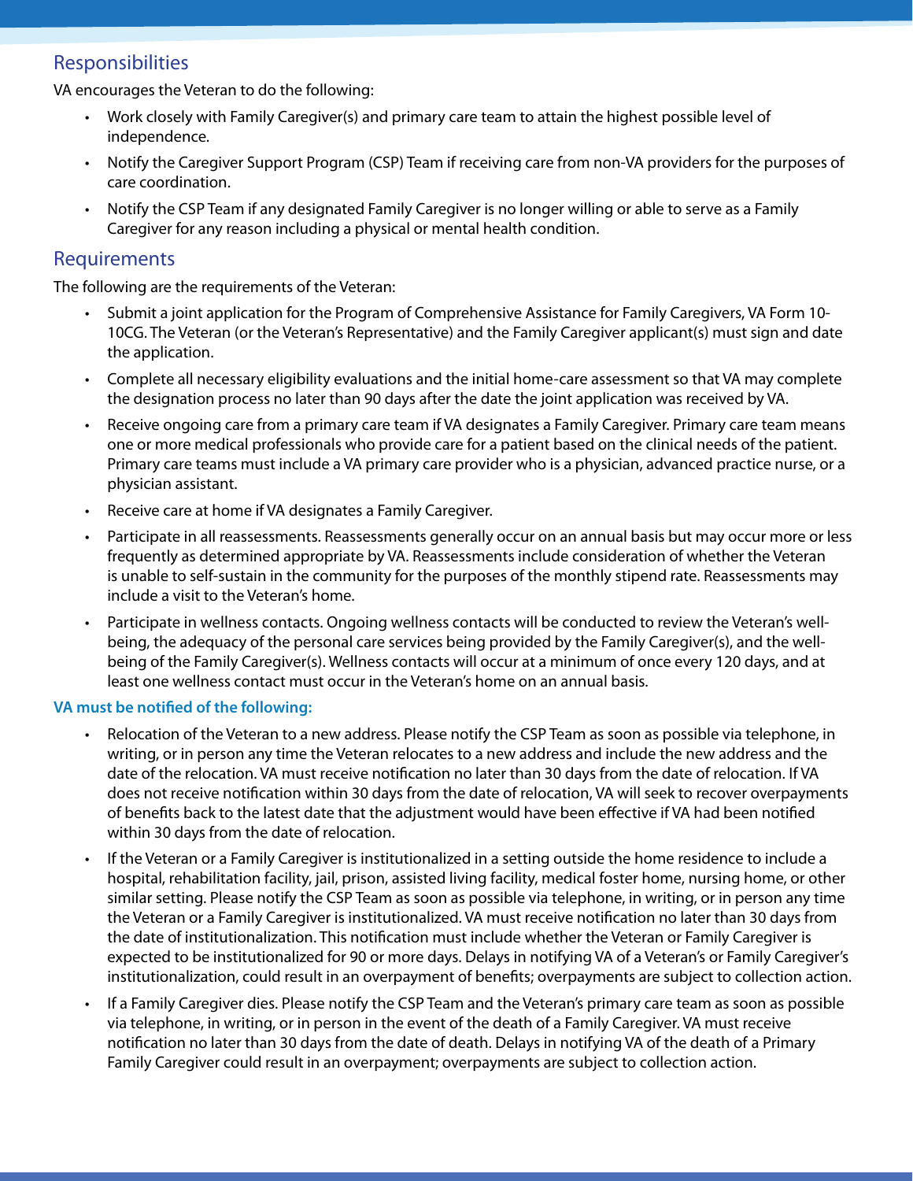## Responsibilities

VA encourages the Veteran to do the following:

- Work closely with Family Caregiver(s) and primary care team to attain the highest possible level of independence.
- Notify the Caregiver Support Program (CSP) Team if receiving care from non-VA providers for the purposes of care coordination.
- Notify the CSP Team if any designated Family Caregiver is no longer willing or able to serve as a Family Caregiver for any reason including a physical or mental health condition.

## Requirements

The following are the requirements of the Veteran:

- Submit a joint application for the Program of Comprehensive Assistance for Family Caregivers, VA Form 10-10CG. The Veteran (or the Veteran's Representative) and the Family Caregiver applicant(s) must sign and date the application.
- Complete all necessary eligibility evaluations and the initial home-care assessment so that VA may complete the designation process no later than 90 days after the date the joint application was received by VA.
- Receive ongoing care from a primary care team if VA designates a Family Caregiver. Primary care team means one or more medical professionals who provide care for a patient based on the clinical needs of the patient. Primary care teams must include a VA primary care provider who is a physician, advanced practice nurse, or a physician assistant.
- Receive care at home if VA designates a Family Caregiver.
- Participate in all reassessments. Reassessments generally occur on an annual basis but may occur more or less frequently as determined appropriate by VA. Reassessments include consideration of whether the Veteran is unable to self-sustain in the community for the purposes of the monthly stipend rate. Reassessments may include a visit to the Veteran's home.
- Participate in wellness contacts. Ongoing wellness contacts will be conducted to review the Veteran's well-being, the adequacy of the personal care services being provided by the Family Caregiver(s), and the well-being of the Family Caregiver(s). Wellness contacts will occur at a minimum of once every 120 days, and at least one wellness contact must occur in the Veteran's home on an annual basis.

**VA must be notified of the following:**

- Relocation of the Veteran to a new address. Please notify the CSP Team as soon as possible via telephone, in writing, or in person any time the Veteran relocates to a new address and include the new address and the date of the relocation. VA must receive notification no later than 30 days from the date of relocation. If VA does not receive notification within 30 days from the date of relocation, VA will seek to recover overpayments of benefits back to the latest date that the adjustment would have been effective if VA had been notified within 30 days from the date of relocation.
- If the Veteran or a Family Caregiver is institutionalized in a setting outside the home residence to include a hospital, rehabilitation facility, jail, prison, assisted living facility, medical foster home, nursing home, or other similar setting. Please notify the CSP Team as soon as possible via telephone, in writing, or in person any time the Veteran or a Family Caregiver is institutionalized. VA must receive notification no later than 30 days from the date of institutionalization. This notification must include whether the Veteran or Family Caregiver is expected to be institutionalized for 90 or more days. Delays in notifying VA of a Veteran's or Family Caregiver's institutionalization, could result in an overpayment of benefits; overpayments are subject to collection action.
- If a Family Caregiver dies. Please notify the CSP Team and the Veteran's primary care team as soon as possible via telephone, in writing, or in person in the event of the death of a Family Caregiver. VA must receive notification no later than 30 days from the date of death. Delays in notifying VA of the death of a Primary Family Caregiver could result in an overpayment; overpayments are subject to collection action.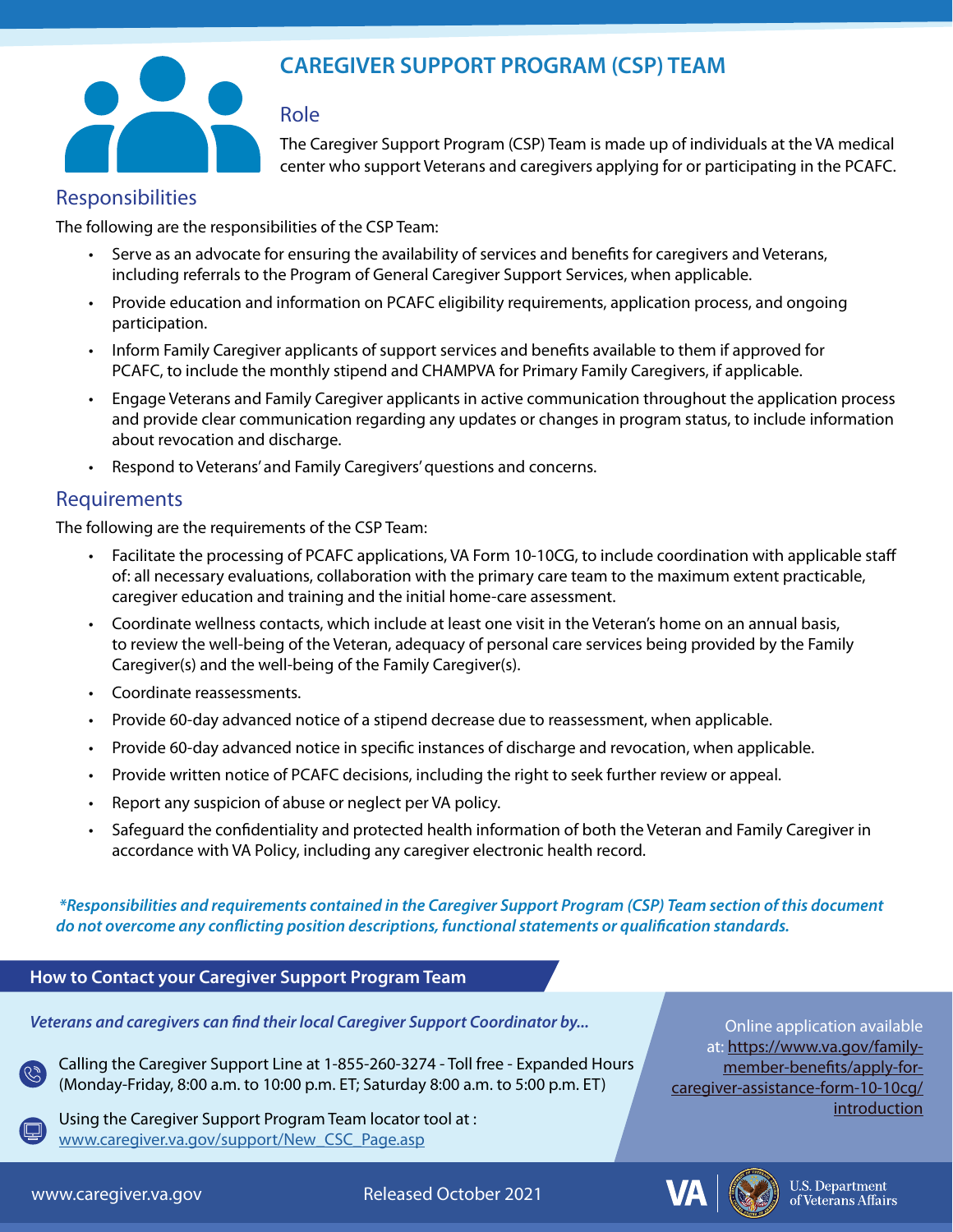# CAREGIVER SUPPORT PROGRAM (CSP) TEAM

## Role

The Caregiver Support Program (CSP) Team is made up of individuals at the VA medical center who support Veterans and caregivers applying for or participating in the PCAFC.

## Responsibilities

The following are the responsibilities of the CSP Team:

- Serve as an advocate for ensuring the availability of services and benefits for caregivers and Veterans, including referrals to the Program of General Caregiver Support Services, when applicable.
- Provide education and information on PCAFC eligibility requirements, application process, and ongoing participation.
- Inform Family Caregiver applicants of support services and benefits available to them if approved for PCAFC, to include the monthly stipend and CHAMPVA for Primary Family Caregivers, if applicable.
- Engage Veterans and Family Caregiver applicants in active communication throughout the application process and provide clear communication regarding any updates or changes in program status, to include information about revocation and discharge.
- Respond to Veterans' and Family Caregivers' questions and concerns.

## Requirements

The following are the requirements of the CSP Team:

- Facilitate the processing of PCAFC applications, VA Form 10-10CG, to include coordination with applicable staff of: all necessary evaluations, collaboration with the primary care team to the maximum extent practicable, caregiver education and training and the initial home-care assessment.
- Coordinate wellness contacts, which include at least one visit in the Veteran's home on an annual basis, to review the well-being of the Veteran, adequacy of personal care services being provided by the Family Caregiver(s) and the well-being of the Family Caregiver(s).
- Coordinate reassessments.
- Provide 60-day advanced notice of a stipend decrease due to reassessment, when applicable.
- Provide 60-day advanced notice in specific instances of discharge and revocation, when applicable.
- Provide written notice of PCAFC decisions, including the right to seek further review or appeal.
- Report any suspicion of abuse or neglect per VA policy.
- Safeguard the confidentiality and protected health information of both the Veteran and Family Caregiver in accordance with VA Policy, including any caregiver electronic health record.

***Responsibilities and requirements contained in the Caregiver Support Program (CSP) Team section of this document do not overcome any conflicting position descriptions, functional statements or qualification standards.***

### How to Contact your Caregiver Support Program Team

***Veterans and caregivers can find their local Caregiver Support Coordinator by...***

- Calling the Caregiver Support Line at 1-855-260-3274 - Toll free - Expanded Hours (Monday-Friday, 8:00 a.m. to 10:00 p.m. ET; Saturday 8:00 a.m. to 5:00 p.m. ET)
- Using the Caregiver Support Program Team locator tool at : www.caregiver.va.gov/support/New_CSC_Page.asp

Online application available at: https://www.va.gov/family-member-benefits/apply-for-caregiver-assistance-form-10-10cg/introduction

www.caregiver.va.gov

Released October 2021

VA U.S. Department of Veterans Affairs